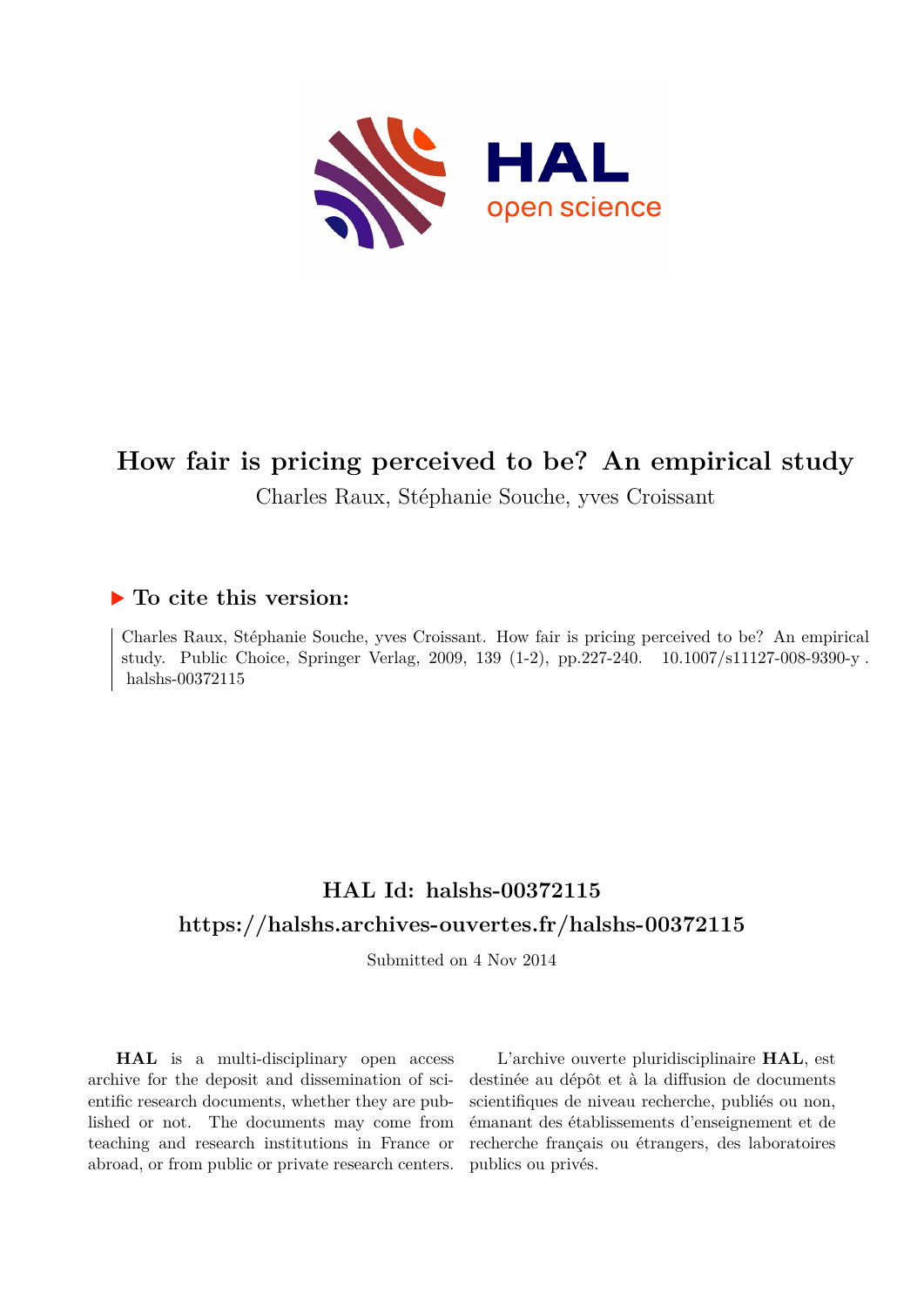# How fair is pricing perceived to be? An empirical study

Charles Raux, Stéphanie Souche, yves Croissant

## ▶ To cite this version:

Charles Raux, Stéphanie Souche, yves Croissant. How fair is pricing perceived to be? An empirical study. Public Choice, Springer Verlag, 2009, 139 (1-2), pp.227-240. 10.1007/s11127-008-9390-y . halshs-00372115

## HAL Id: halshs-00372115

## https://halshs.archives-ouvertes.fr/halshs-00372115

Submitted on 4 Nov 2014

**HAL** is a multi-disciplinary open access archive for the deposit and dissemination of scientific research documents, whether they are published or not. The documents may come from teaching and research institutions in France or abroad, or from public or private research centers.

L'archive ouverte pluridisciplinaire **HAL**, est destinée au dépôt et à la diffusion de documents scientifiques de niveau recherche, publiés ou non, émanant des établissements d'enseignement et de recherche français ou étrangers, des laboratoires publics ou privés.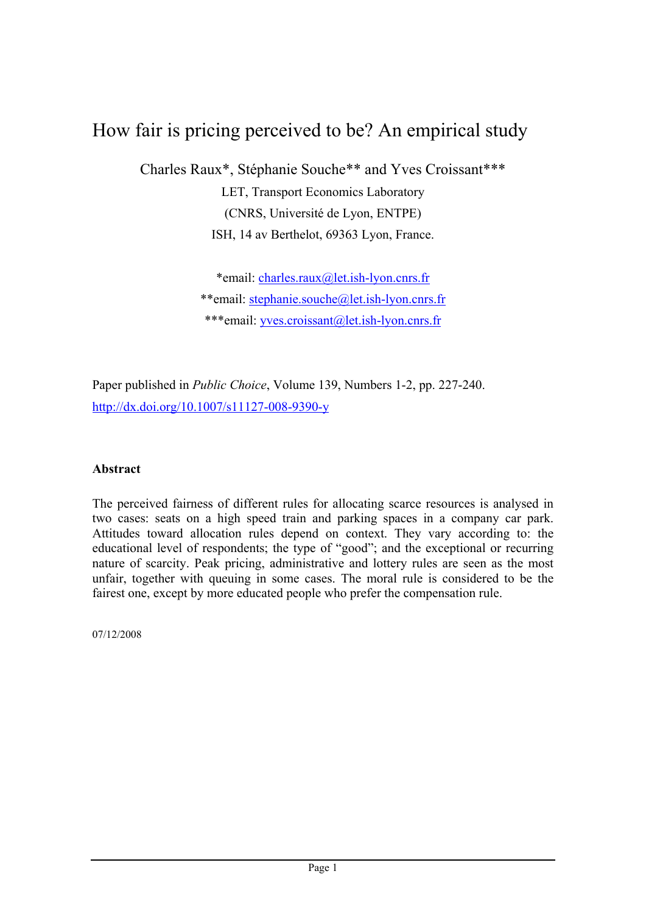# How fair is pricing perceived to be? An empirical study

Charles Raux*, Stéphanie Souche** and Yves Croissant***

LET, Transport Economics Laboratory

(CNRS, Université de Lyon, ENTPE)

ISH, 14 av Berthelot, 69363 Lyon, France.

*email: charles.raux@let.ish-lyon.cnrs.fr

**email: stephanie.souche@let.ish-lyon.cnrs.fr

***email: yves.croissant@let.ish-lyon.cnrs.fr

Paper published in *Public Choice*, Volume 139, Numbers 1-2, pp. 227-240.
http://dx.doi.org/10.1007/s11127-008-9390-y

**Abstract**

The perceived fairness of different rules for allocating scarce resources is analysed in two cases: seats on a high speed train and parking spaces in a company car park. Attitudes toward allocation rules depend on context. They vary according to: the educational level of respondents; the type of "good"; and the exceptional or recurring nature of scarcity. Peak pricing, administrative and lottery rules are seen as the most unfair, together with queuing in some cases. The moral rule is considered to be the fairest one, except by more educated people who prefer the compensation rule.

07/12/2008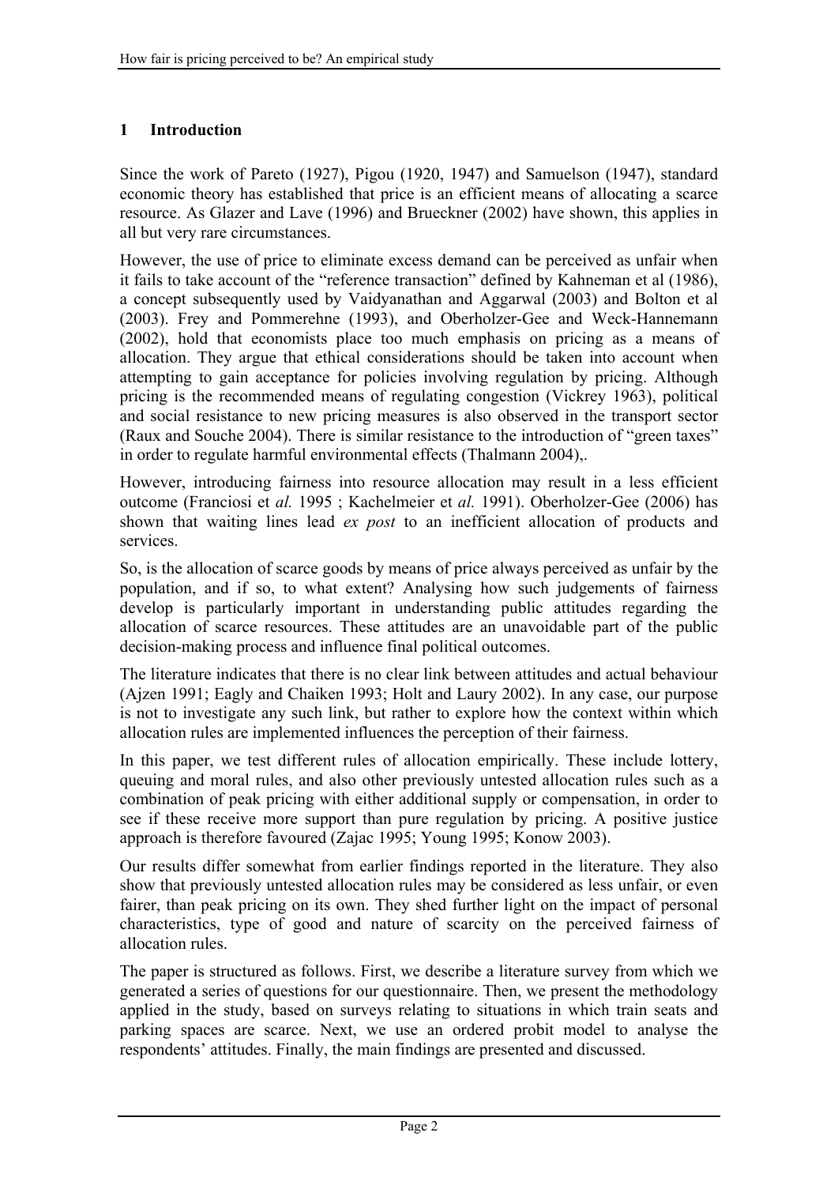## 1 Introduction

Since the work of Pareto (1927), Pigou (1920, 1947) and Samuelson (1947), standard economic theory has established that price is an efficient means of allocating a scarce resource. As Glazer and Lave (1996) and Brueckner (2002) have shown, this applies in all but very rare circumstances.

However, the use of price to eliminate excess demand can be perceived as unfair when it fails to take account of the "reference transaction" defined by Kahneman et al (1986), a concept subsequently used by Vaidyanathan and Aggarwal (2003) and Bolton et al (2003). Frey and Pommerehne (1993), and Oberholzer-Gee and Weck-Hannemann (2002), hold that economists place too much emphasis on pricing as a means of allocation. They argue that ethical considerations should be taken into account when attempting to gain acceptance for policies involving regulation by pricing. Although pricing is the recommended means of regulating congestion (Vickrey 1963), political and social resistance to new pricing measures is also observed in the transport sector (Raux and Souche 2004). There is similar resistance to the introduction of "green taxes" in order to regulate harmful environmental effects (Thalmann 2004),.

However, introducing fairness into resource allocation may result in a less efficient outcome (Franciosi et *al.* 1995 ; Kachelmeier et *al.* 1991). Oberholzer-Gee (2006) has shown that waiting lines lead *ex post* to an inefficient allocation of products and services.

So, is the allocation of scarce goods by means of price always perceived as unfair by the population, and if so, to what extent? Analysing how such judgements of fairness develop is particularly important in understanding public attitudes regarding the allocation of scarce resources. These attitudes are an unavoidable part of the public decision-making process and influence final political outcomes.

The literature indicates that there is no clear link between attitudes and actual behaviour (Ajzen 1991; Eagly and Chaiken 1993; Holt and Laury 2002). In any case, our purpose is not to investigate any such link, but rather to explore how the context within which allocation rules are implemented influences the perception of their fairness.

In this paper, we test different rules of allocation empirically. These include lottery, queuing and moral rules, and also other previously untested allocation rules such as a combination of peak pricing with either additional supply or compensation, in order to see if these receive more support than pure regulation by pricing. A positive justice approach is therefore favoured (Zajac 1995; Young 1995; Konow 2003).

Our results differ somewhat from earlier findings reported in the literature. They also show that previously untested allocation rules may be considered as less unfair, or even fairer, than peak pricing on its own. They shed further light on the impact of personal characteristics, type of good and nature of scarcity on the perceived fairness of allocation rules.

The paper is structured as follows. First, we describe a literature survey from which we generated a series of questions for our questionnaire. Then, we present the methodology applied in the study, based on surveys relating to situations in which train seats and parking spaces are scarce. Next, we use an ordered probit model to analyse the respondents' attitudes. Finally, the main findings are presented and discussed.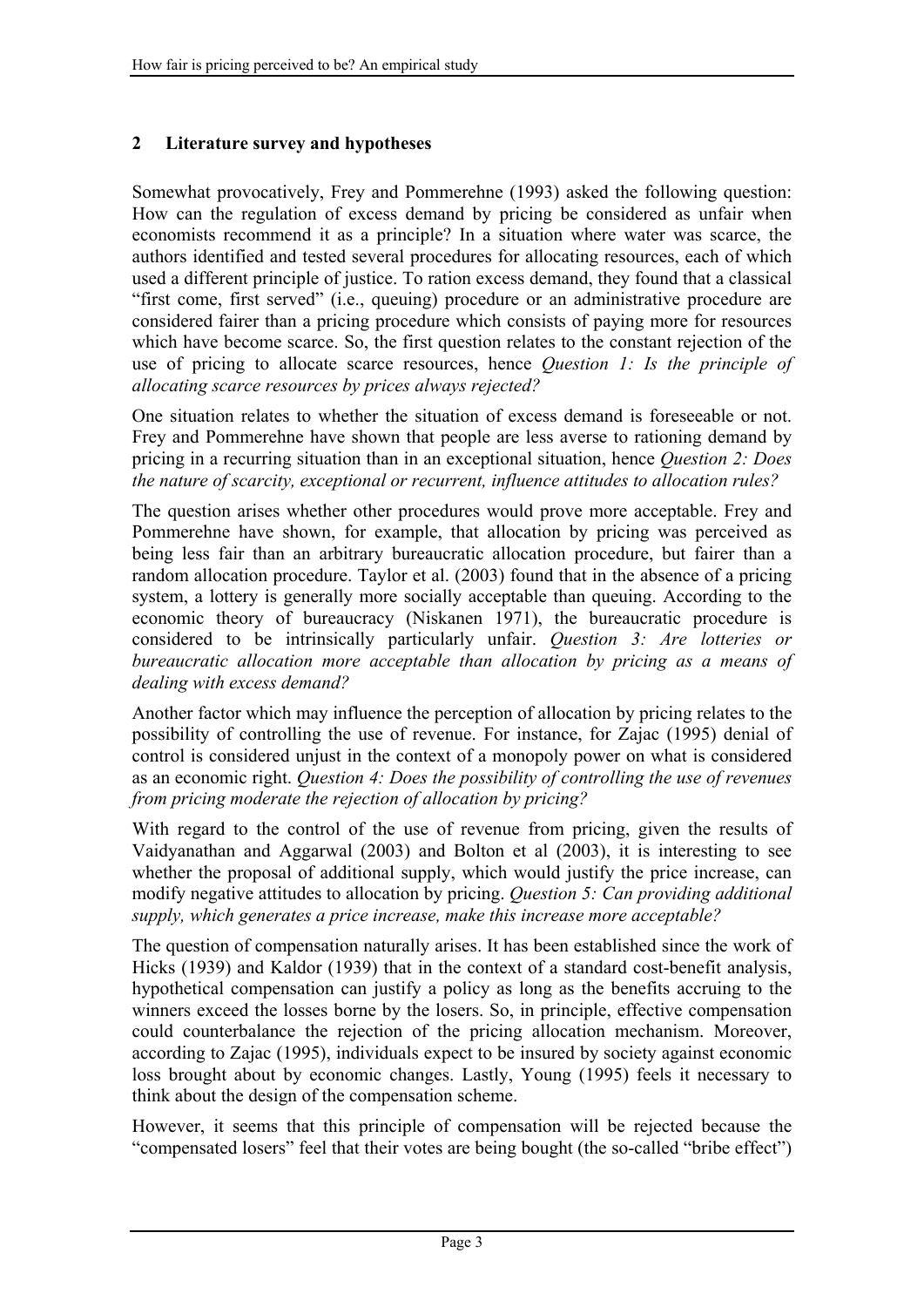## 2 Literature survey and hypotheses

Somewhat provocatively, Frey and Pommerehne (1993) asked the following question: How can the regulation of excess demand by pricing be considered as unfair when economists recommend it as a principle? In a situation where water was scarce, the authors identified and tested several procedures for allocating resources, each of which used a different principle of justice. To ration excess demand, they found that a classical "first come, first served" (i.e., queuing) procedure or an administrative procedure are considered fairer than a pricing procedure which consists of paying more for resources which have become scarce. So, the first question relates to the constant rejection of the use of pricing to allocate scarce resources, hence *Question 1: Is the principle of allocating scarce resources by prices always rejected?*

One situation relates to whether the situation of excess demand is foreseeable or not. Frey and Pommerehne have shown that people are less averse to rationing demand by pricing in a recurring situation than in an exceptional situation, hence *Question 2: Does the nature of scarcity, exceptional or recurrent, influence attitudes to allocation rules?*

The question arises whether other procedures would prove more acceptable. Frey and Pommerehne have shown, for example, that allocation by pricing was perceived as being less fair than an arbitrary bureaucratic allocation procedure, but fairer than a random allocation procedure. Taylor et al. (2003) found that in the absence of a pricing system, a lottery is generally more socially acceptable than queuing. According to the economic theory of bureaucracy (Niskanen 1971), the bureaucratic procedure is considered to be intrinsically particularly unfair. *Question 3: Are lotteries or bureaucratic allocation more acceptable than allocation by pricing as a means of dealing with excess demand?*

Another factor which may influence the perception of allocation by pricing relates to the possibility of controlling the use of revenue. For instance, for Zajac (1995) denial of control is considered unjust in the context of a monopoly power on what is considered as an economic right. *Question 4: Does the possibility of controlling the use of revenues from pricing moderate the rejection of allocation by pricing?*

With regard to the control of the use of revenue from pricing, given the results of Vaidyanathan and Aggarwal (2003) and Bolton et al (2003), it is interesting to see whether the proposal of additional supply, which would justify the price increase, can modify negative attitudes to allocation by pricing. *Question 5: Can providing additional supply, which generates a price increase, make this increase more acceptable?*

The question of compensation naturally arises. It has been established since the work of Hicks (1939) and Kaldor (1939) that in the context of a standard cost-benefit analysis, hypothetical compensation can justify a policy as long as the benefits accruing to the winners exceed the losses borne by the losers. So, in principle, effective compensation could counterbalance the rejection of the pricing allocation mechanism. Moreover, according to Zajac (1995), individuals expect to be insured by society against economic loss brought about by economic changes. Lastly, Young (1995) feels it necessary to think about the design of the compensation scheme.

However, it seems that this principle of compensation will be rejected because the "compensated losers" feel that their votes are being bought (the so-called "bribe effect")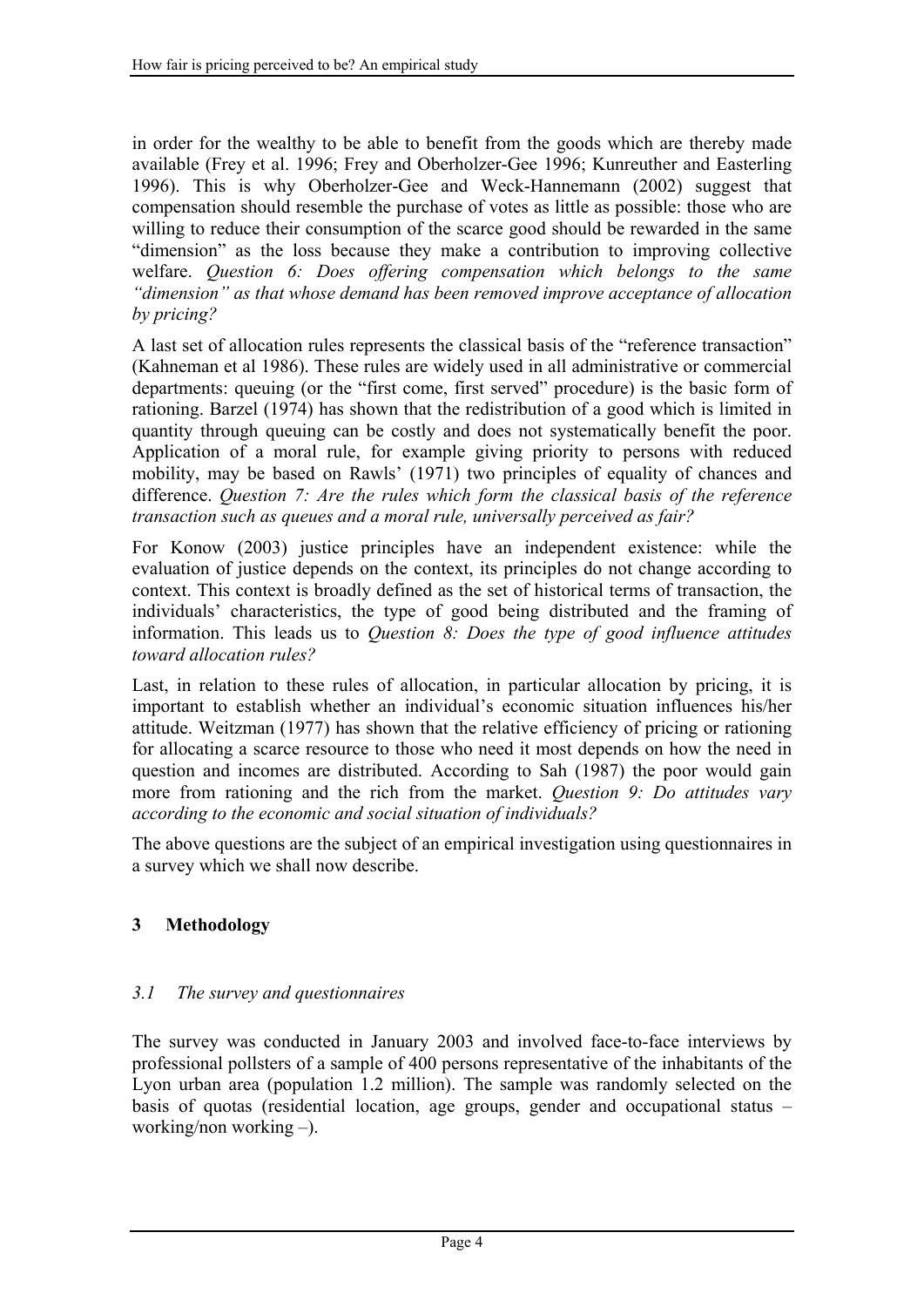in order for the wealthy to be able to benefit from the goods which are thereby made available (Frey et al. 1996; Frey and Oberholzer-Gee 1996; Kunreuther and Easterling 1996). This is why Oberholzer-Gee and Weck-Hannemann (2002) suggest that compensation should resemble the purchase of votes as little as possible: those who are willing to reduce their consumption of the scarce good should be rewarded in the same "dimension" as the loss because they make a contribution to improving collective welfare. *Question 6: Does offering compensation which belongs to the same "dimension" as that whose demand has been removed improve acceptance of allocation by pricing?*

A last set of allocation rules represents the classical basis of the "reference transaction" (Kahneman et al 1986). These rules are widely used in all administrative or commercial departments: queuing (or the "first come, first served" procedure) is the basic form of rationing. Barzel (1974) has shown that the redistribution of a good which is limited in quantity through queuing can be costly and does not systematically benefit the poor. Application of a moral rule, for example giving priority to persons with reduced mobility, may be based on Rawls' (1971) two principles of equality of chances and difference. *Question 7: Are the rules which form the classical basis of the reference transaction such as queues and a moral rule, universally perceived as fair?*

For Konow (2003) justice principles have an independent existence: while the evaluation of justice depends on the context, its principles do not change according to context. This context is broadly defined as the set of historical terms of transaction, the individuals' characteristics, the type of good being distributed and the framing of information. This leads us to *Question 8: Does the type of good influence attitudes toward allocation rules?*

Last, in relation to these rules of allocation, in particular allocation by pricing, it is important to establish whether an individual's economic situation influences his/her attitude. Weitzman (1977) has shown that the relative efficiency of pricing or rationing for allocating a scarce resource to those who need it most depends on how the need in question and incomes are distributed. According to Sah (1987) the poor would gain more from rationing and the rich from the market. *Question 9: Do attitudes vary according to the economic and social situation of individuals?*

The above questions are the subject of an empirical investigation using questionnaires in a survey which we shall now describe.

## 3 Methodology

### *3.1 The survey and questionnaires*

The survey was conducted in January 2003 and involved face-to-face interviews by professional pollsters of a sample of 400 persons representative of the inhabitants of the Lyon urban area (population 1.2 million). The sample was randomly selected on the basis of quotas (residential location, age groups, gender and occupational status – working/non working –).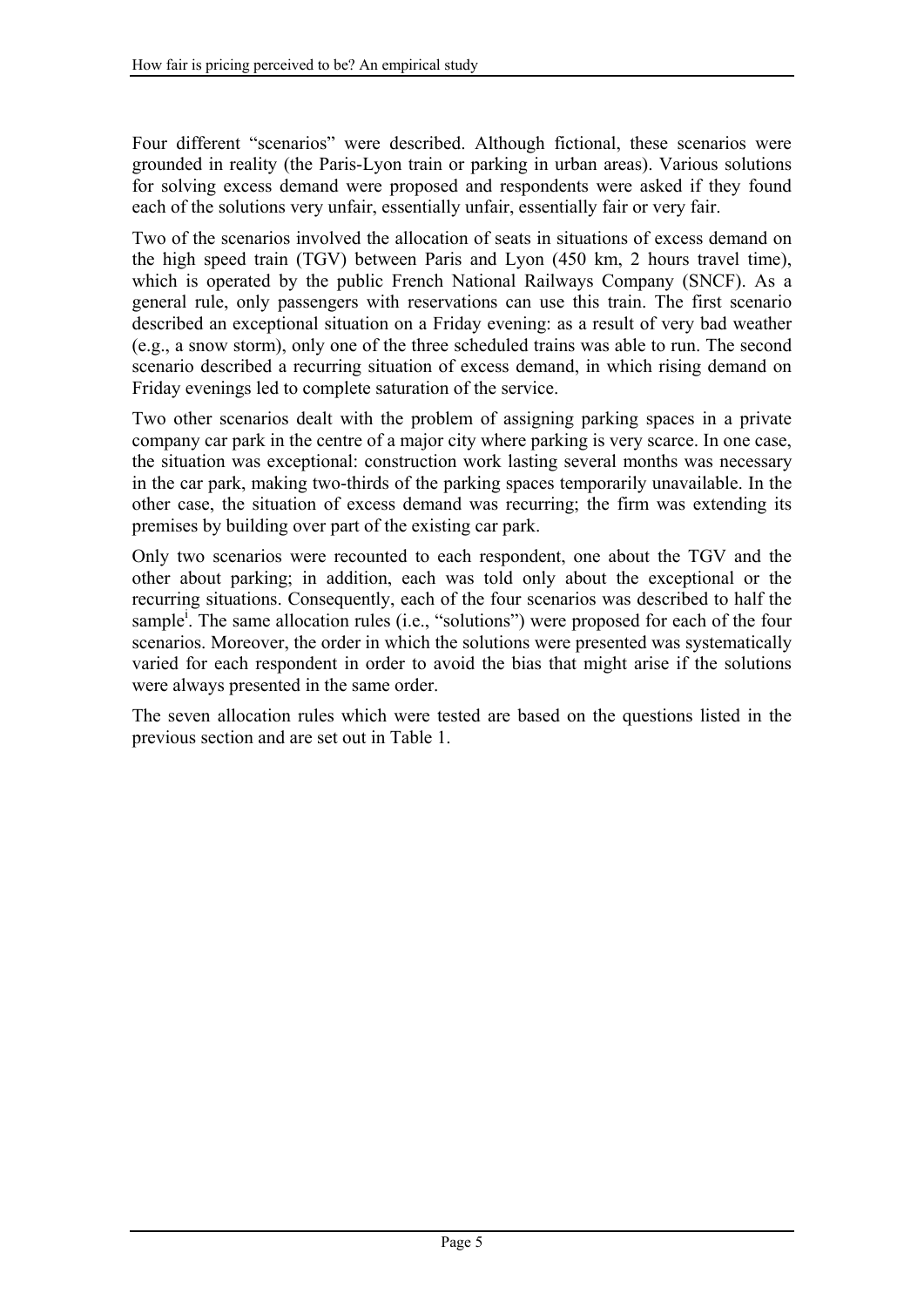Four different "scenarios" were described. Although fictional, these scenarios were grounded in reality (the Paris-Lyon train or parking in urban areas). Various solutions for solving excess demand were proposed and respondents were asked if they found each of the solutions very unfair, essentially unfair, essentially fair or very fair.

Two of the scenarios involved the allocation of seats in situations of excess demand on the high speed train (TGV) between Paris and Lyon (450 km, 2 hours travel time), which is operated by the public French National Railways Company (SNCF). As a general rule, only passengers with reservations can use this train. The first scenario described an exceptional situation on a Friday evening: as a result of very bad weather (e.g., a snow storm), only one of the three scheduled trains was able to run. The second scenario described a recurring situation of excess demand, in which rising demand on Friday evenings led to complete saturation of the service.

Two other scenarios dealt with the problem of assigning parking spaces in a private company car park in the centre of a major city where parking is very scarce. In one case, the situation was exceptional: construction work lasting several months was necessary in the car park, making two-thirds of the parking spaces temporarily unavailable. In the other case, the situation of excess demand was recurring; the firm was extending its premises by building over part of the existing car park.

Only two scenarios were recounted to each respondent, one about the TGV and the other about parking; in addition, each was told only about the exceptional or the recurring situations. Consequently, each of the four scenarios was described to half the sample[i]. The same allocation rules (i.e., "solutions") were proposed for each of the four scenarios. Moreover, the order in which the solutions were presented was systematically varied for each respondent in order to avoid the bias that might arise if the solutions were always presented in the same order.

The seven allocation rules which were tested are based on the questions listed in the previous section and are set out in Table 1.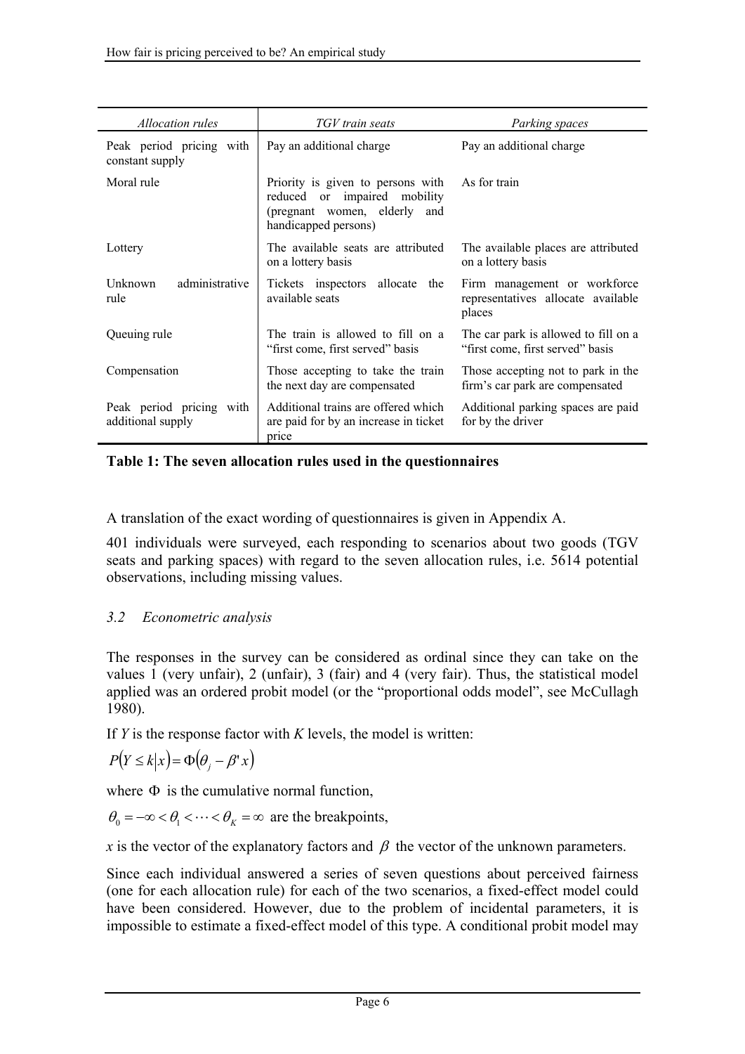| *Allocation rules* | *TGV train seats* | *Parking spaces* |
|---|---|---|
| Peak period pricing with constant supply | Pay an additional charge | Pay an additional charge |
| Moral rule | Priority is given to persons with reduced or impaired mobility (pregnant women, elderly and handicapped persons) | As for train |
| Lottery | The available seats are attributed on a lottery basis | The available places are attributed on a lottery basis |
| Unknown administrative rule | Tickets inspectors allocate the available seats | Firm management or workforce representatives allocate available places |
| Queuing rule | The train is allowed to fill on a "first come, first served" basis | The car park is allowed to fill on a "first come, first served" basis |
| Compensation | Those accepting to take the train the next day are compensated | Those accepting not to park in the firm's car park are compensated |
| Peak period pricing with additional supply | Additional trains are offered which are paid for by an increase in ticket price | Additional parking spaces are paid for by the driver |

**Table 1: The seven allocation rules used in the questionnaires**

A translation of the exact wording of questionnaires is given in Appendix A.

401 individuals were surveyed, each responding to scenarios about two goods (TGV seats and parking spaces) with regard to the seven allocation rules, i.e. 5614 potential observations, including missing values.

### *3.2 Econometric analysis*

The responses in the survey can be considered as ordinal since they can take on the values 1 (very unfair), 2 (unfair), 3 (fair) and 4 (very fair). Thus, the statistical model applied was an ordered probit model (or the "proportional odds model", see McCullagh 1980).

If $Y$ is the response factor with $K$ levels, the model is written:

$$P(Y \leq k | x) = \Phi(\theta_j - \beta' x)$$

where $\Phi$ is the cumulative normal function,

$\theta_0 = -\infty < \theta_1 < \cdots < \theta_K = \infty$ are the breakpoints,

$x$ is the vector of the explanatory factors and $\beta$ the vector of the unknown parameters.

Since each individual answered a series of seven questions about perceived fairness (one for each allocation rule) for each of the two scenarios, a fixed-effect model could have been considered. However, due to the problem of incidental parameters, it is impossible to estimate a fixed-effect model of this type. A conditional probit model may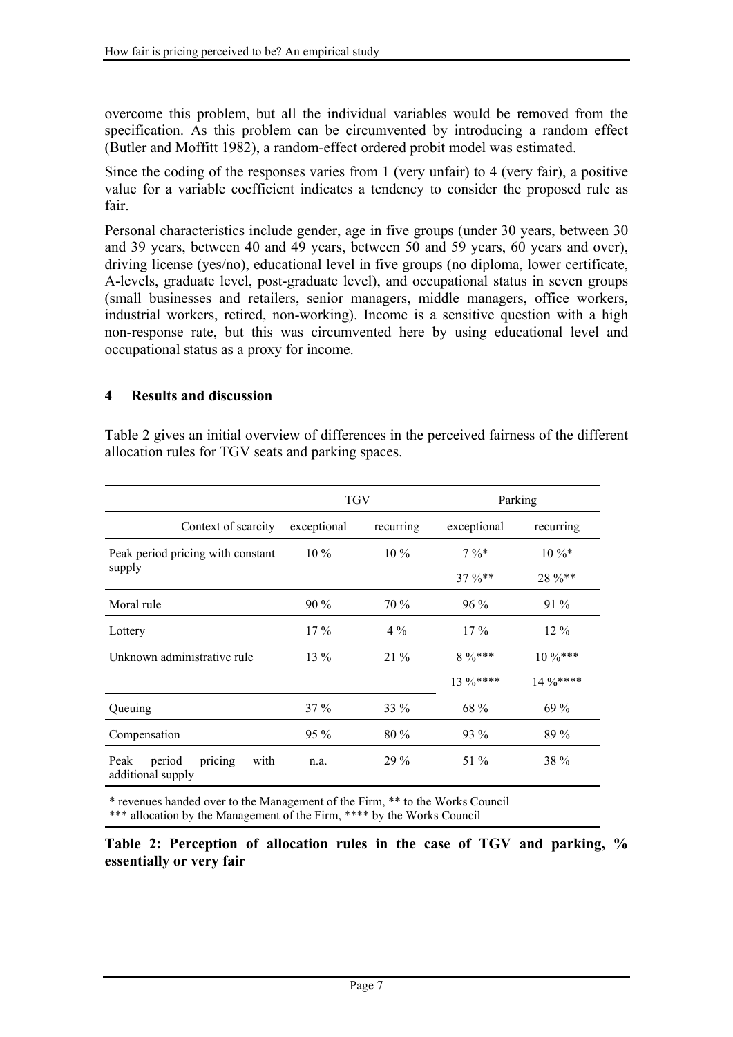overcome this problem, but all the individual variables would be removed from the specification. As this problem can be circumvented by introducing a random effect (Butler and Moffitt 1982), a random-effect ordered probit model was estimated.

Since the coding of the responses varies from 1 (very unfair) to 4 (very fair), a positive value for a variable coefficient indicates a tendency to consider the proposed rule as fair.

Personal characteristics include gender, age in five groups (under 30 years, between 30 and 39 years, between 40 and 49 years, between 50 and 59 years, 60 years and over), driving license (yes/no), educational level in five groups (no diploma, lower certificate, A-levels, graduate level, post-graduate level), and occupational status in seven groups (small businesses and retailers, senior managers, middle managers, office workers, industrial workers, retired, non-working). Income is a sensitive question with a high non-response rate, but this was circumvented here by using educational level and occupational status as a proxy for income.

## 4 Results and discussion

Table 2 gives an initial overview of differences in the perceived fairness of the different allocation rules for TGV seats and parking spaces.

| | TGV | | Parking | |
|---|---|---|---|---|
| Context of scarcity | exceptional | recurring | exceptional | recurring |
| Peak period pricing with constant supply | 10 % | 10 % | 7 %* | 10 %* |
| | | | 37 %** | 28 %** |
| Moral rule | 90 % | 70 % | 96 % | 91 % |
| Lottery | 17 % | 4 % | 17 % | 12 % |
| Unknown administrative rule | 13 % | 21 % | 8 %*** | 10 %*** |
| | | | 13 %**** | 14 %**** |
| Queuing | 37 % | 33 % | 68 % | 69 % |
| Compensation | 95 % | 80 % | 93 % | 89 % |
| Peak period pricing with additional supply | n.a. | 29 % | 51 % | 38 % |

\* revenues handed over to the Management of the Firm, ** to the Works Council
*** allocation by the Management of the Firm, **** by the Works Council

**Table 2: Perception of allocation rules in the case of TGV and parking, % essentially or very fair**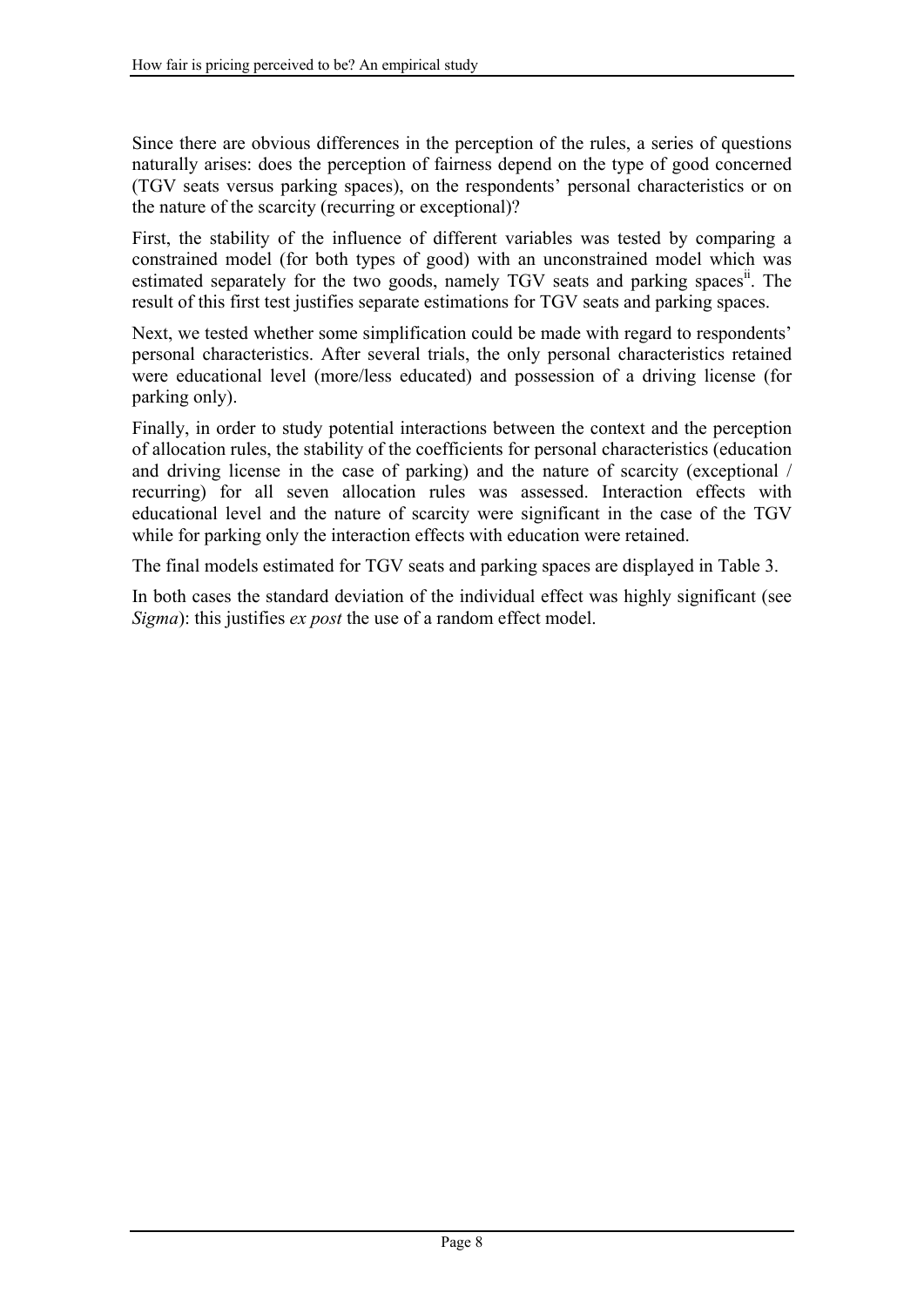Since there are obvious differences in the perception of the rules, a series of questions naturally arises: does the perception of fairness depend on the type of good concerned (TGV seats versus parking spaces), on the respondents' personal characteristics or on the nature of the scarcity (recurring or exceptional)?

First, the stability of the influence of different variables was tested by comparing a constrained model (for both types of good) with an unconstrained model which was estimated separately for the two goods, namely TGV seats and parking spaces[ii]. The result of this first test justifies separate estimations for TGV seats and parking spaces.

Next, we tested whether some simplification could be made with regard to respondents' personal characteristics. After several trials, the only personal characteristics retained were educational level (more/less educated) and possession of a driving license (for parking only).

Finally, in order to study potential interactions between the context and the perception of allocation rules, the stability of the coefficients for personal characteristics (education and driving license in the case of parking) and the nature of scarcity (exceptional / recurring) for all seven allocation rules was assessed. Interaction effects with educational level and the nature of scarcity were significant in the case of the TGV while for parking only the interaction effects with education were retained.

The final models estimated for TGV seats and parking spaces are displayed in Table 3.

In both cases the standard deviation of the individual effect was highly significant (see *Sigma*): this justifies *ex post* the use of a random effect model.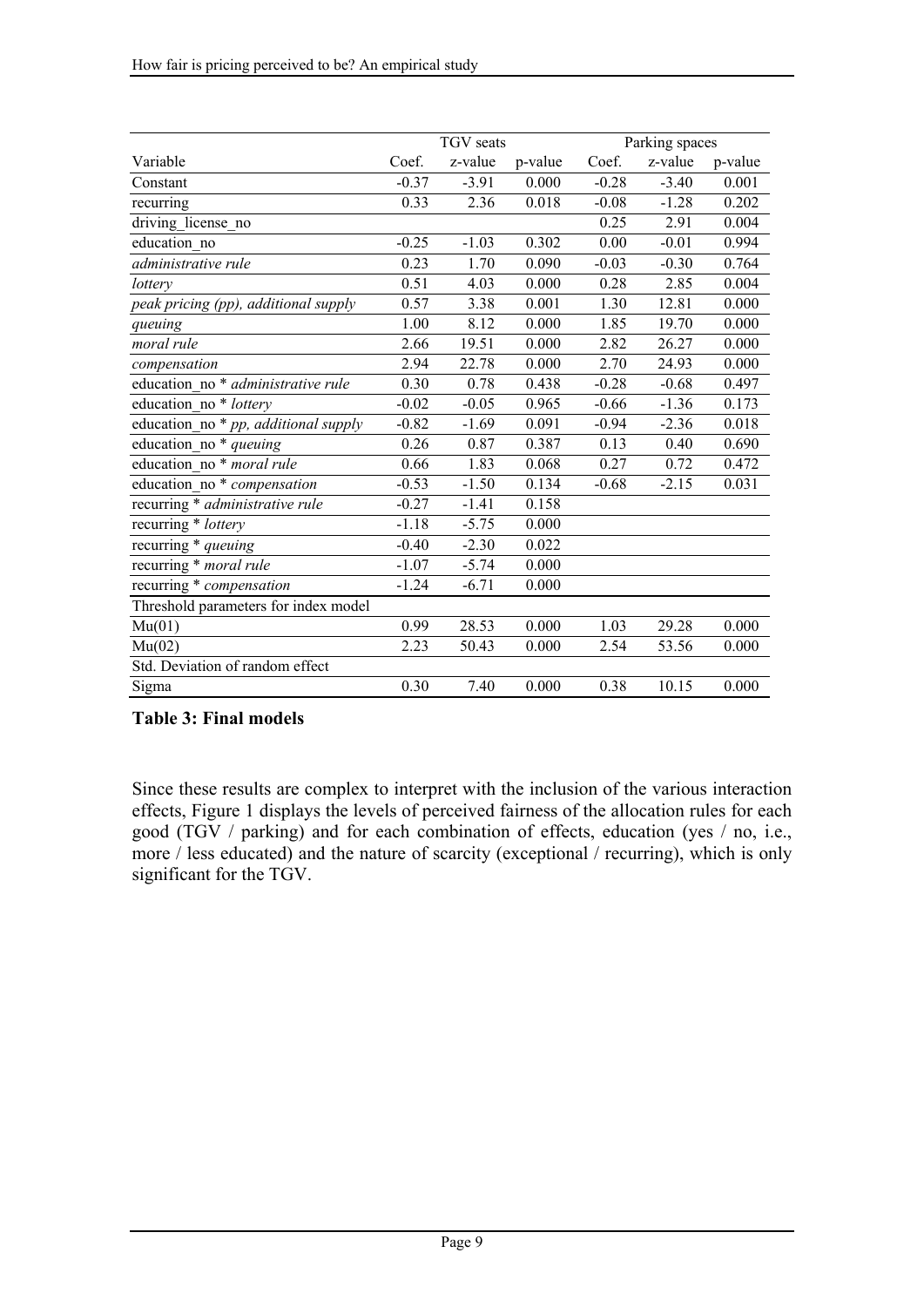| Variable | TGV seats | | | Parking spaces | | |
|---|---|---|---|---|---|---|
| | Coef. | z-value | p-value | Coef. | z-value | p-value |
| Constant | -0.37 | -3.91 | 0.000 | -0.28 | -3.40 | 0.001 |
| recurring | 0.33 | 2.36 | 0.018 | -0.08 | -1.28 | 0.202 |
| driving_license_no | | | | 0.25 | 2.91 | 0.004 |
| education_no | -0.25 | -1.03 | 0.302 | 0.00 | -0.01 | 0.994 |
| *administrative rule* | 0.23 | 1.70 | 0.090 | -0.03 | -0.30 | 0.764 |
| *lottery* | 0.51 | 4.03 | 0.000 | 0.28 | 2.85 | 0.004 |
| *peak pricing (pp), additional supply* | 0.57 | 3.38 | 0.001 | 1.30 | 12.81 | 0.000 |
| *queuing* | 1.00 | 8.12 | 0.000 | 1.85 | 19.70 | 0.000 |
| *moral rule* | 2.66 | 19.51 | 0.000 | 2.82 | 26.27 | 0.000 |
| *compensation* | 2.94 | 22.78 | 0.000 | 2.70 | 24.93 | 0.000 |
| education_no * *administrative rule* | 0.30 | 0.78 | 0.438 | -0.28 | -0.68 | 0.497 |
| education_no * *lottery* | -0.02 | -0.05 | 0.965 | -0.66 | -1.36 | 0.173 |
| education_no * *pp, additional supply* | -0.82 | -1.69 | 0.091 | -0.94 | -2.36 | 0.018 |
| education_no * *queuing* | 0.26 | 0.87 | 0.387 | 0.13 | 0.40 | 0.690 |
| education_no * *moral rule* | 0.66 | 1.83 | 0.068 | 0.27 | 0.72 | 0.472 |
| education_no * *compensation* | -0.53 | -1.50 | 0.134 | -0.68 | -2.15 | 0.031 |
| recurring * *administrative rule* | -0.27 | -1.41 | 0.158 | | | |
| recurring * *lottery* | -1.18 | -5.75 | 0.000 | | | |
| recurring * *queuing* | -0.40 | -2.30 | 0.022 | | | |
| recurring * *moral rule* | -1.07 | -5.74 | 0.000 | | | |
| recurring * *compensation* | -1.24 | -6.71 | 0.000 | | | |
| Threshold parameters for index model | | | | | | |
| Mu(01) | 0.99 | 28.53 | 0.000 | 1.03 | 29.28 | 0.000 |
| Mu(02) | 2.23 | 50.43 | 0.000 | 2.54 | 53.56 | 0.000 |
| Std. Deviation of random effect | | | | | | |
| Sigma | 0.30 | 7.40 | 0.000 | 0.38 | 10.15 | 0.000 |

**Table 3: Final models**

Since these results are complex to interpret with the inclusion of the various interaction effects, Figure 1 displays the levels of perceived fairness of the allocation rules for each good (TGV / parking) and for each combination of effects, education (yes / no, i.e., more / less educated) and the nature of scarcity (exceptional / recurring), which is only significant for the TGV.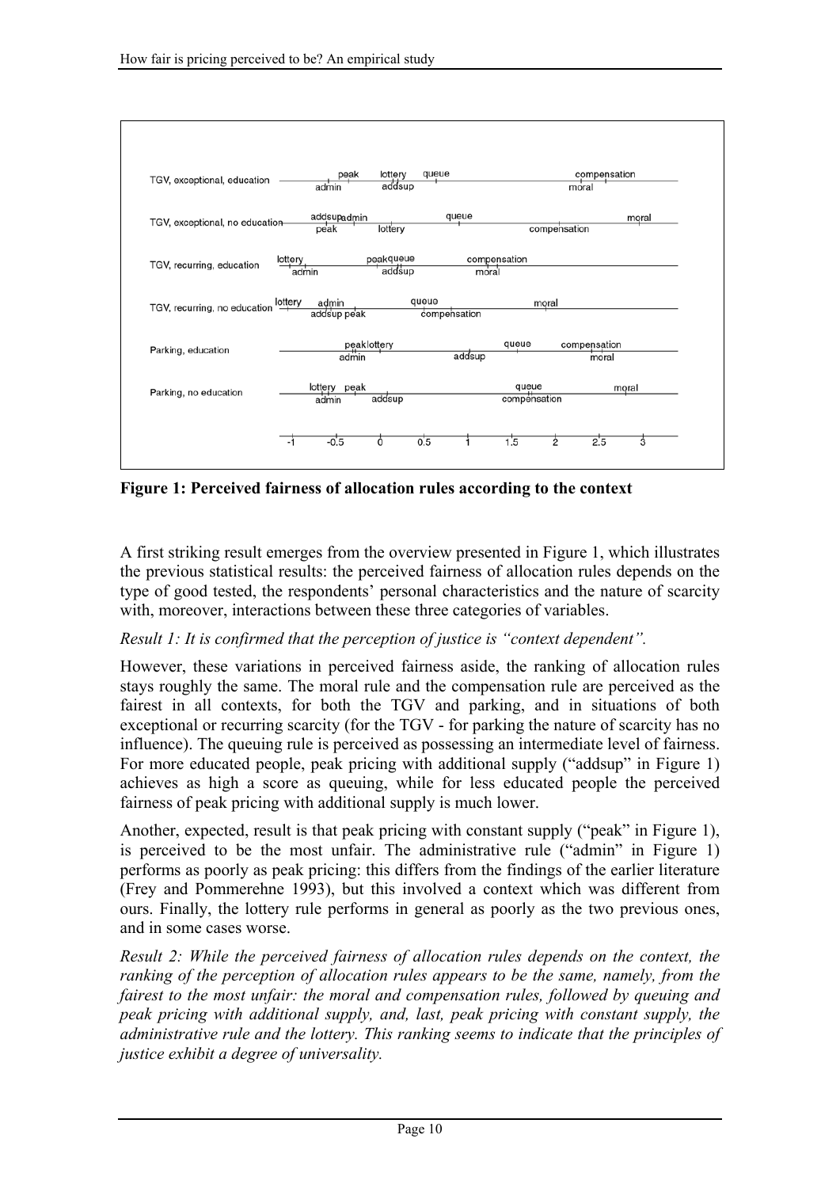**Figure 1: Perceived fairness of allocation rules according to the context**

A first striking result emerges from the overview presented in Figure 1, which illustrates the previous statistical results: the perceived fairness of allocation rules depends on the type of good tested, the respondents' personal characteristics and the nature of scarcity with, moreover, interactions between these three categories of variables.

*Result 1: It is confirmed that the perception of justice is "context dependent".*

However, these variations in perceived fairness aside, the ranking of allocation rules stays roughly the same. The moral rule and the compensation rule are perceived as the fairest in all contexts, for both the TGV and parking, and in situations of both exceptional or recurring scarcity (for the TGV - for parking the nature of scarcity has no influence). The queuing rule is perceived as possessing an intermediate level of fairness. For more educated people, peak pricing with additional supply ("addsup" in Figure 1) achieves as high a score as queuing, while for less educated people the perceived fairness of peak pricing with additional supply is much lower.

Another, expected, result is that peak pricing with constant supply ("peak" in Figure 1), is perceived to be the most unfair. The administrative rule ("admin" in Figure 1) performs as poorly as peak pricing: this differs from the findings of the earlier literature (Frey and Pommerehne 1993), but this involved a context which was different from ours. Finally, the lottery rule performs in general as poorly as the two previous ones, and in some cases worse.

*Result 2: While the perceived fairness of allocation rules depends on the context, the ranking of the perception of allocation rules appears to be the same, namely, from the fairest to the most unfair: the moral and compensation rules, followed by queuing and peak pricing with additional supply, and, last, peak pricing with constant supply, the administrative rule and the lottery. This ranking seems to indicate that the principles of justice exhibit a degree of universality.*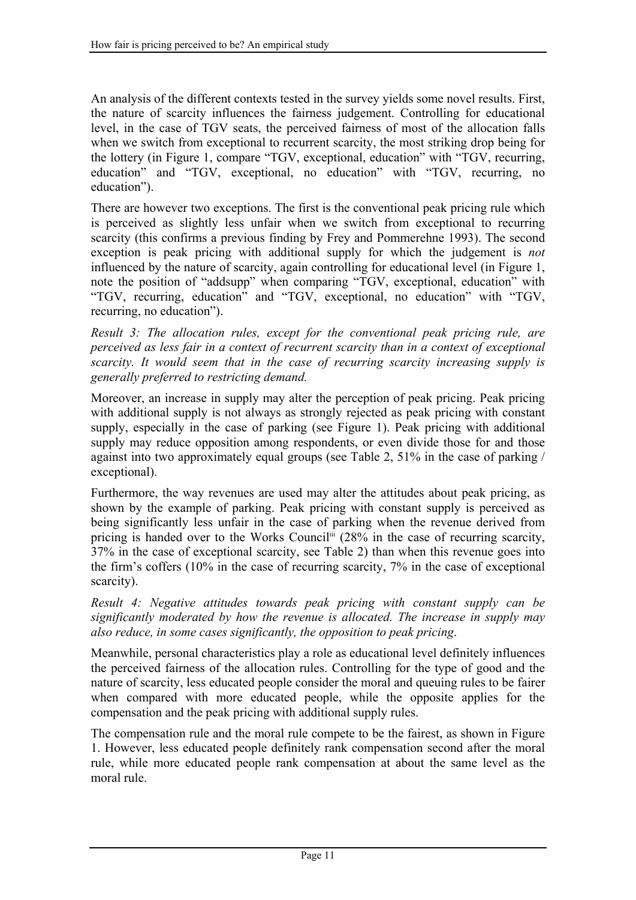An analysis of the different contexts tested in the survey yields some novel results. First, the nature of scarcity influences the fairness judgement. Controlling for educational level, in the case of TGV seats, the perceived fairness of most of the allocation falls when we switch from exceptional to recurrent scarcity, the most striking drop being for the lottery (in Figure 1, compare "TGV, exceptional, education" with "TGV, recurring, education" and "TGV, exceptional, no education" with "TGV, recurring, no education").

There are however two exceptions. The first is the conventional peak pricing rule which is perceived as slightly less unfair when we switch from exceptional to recurring scarcity (this confirms a previous finding by Frey and Pommerehne 1993). The second exception is peak pricing with additional supply for which the judgement is *not* influenced by the nature of scarcity, again controlling for educational level (in Figure 1, note the position of "addsupp" when comparing "TGV, exceptional, education" with "TGV, recurring, education" and "TGV, exceptional, no education" with "TGV, recurring, no education").

*Result 3: The allocation rules, except for the conventional peak pricing rule, are perceived as less fair in a context of recurrent scarcity than in a context of exceptional scarcity. It would seem that in the case of recurring scarcity increasing supply is generally preferred to restricting demand.*

Moreover, an increase in supply may alter the perception of peak pricing. Peak pricing with additional supply is not always as strongly rejected as peak pricing with constant supply, especially in the case of parking (see Figure 1). Peak pricing with additional supply may reduce opposition among respondents, or even divide those for and those against into two approximately equal groups (see Table 2, 51% in the case of parking / exceptional).

Furthermore, the way revenues are used may alter the attitudes about peak pricing, as shown by the example of parking. Peak pricing with constant supply is perceived as being significantly less unfair in the case of parking when the revenue derived from pricing is handed over to the Works Council[iii] (28% in the case of recurring scarcity, 37% in the case of exceptional scarcity, see Table 2) than when this revenue goes into the firm's coffers (10% in the case of recurring scarcity, 7% in the case of exceptional scarcity).

*Result 4: Negative attitudes towards peak pricing with constant supply can be significantly moderated by how the revenue is allocated. The increase in supply may also reduce, in some cases significantly, the opposition to peak pricing.*

Meanwhile, personal characteristics play a role as educational level definitely influences the perceived fairness of the allocation rules. Controlling for the type of good and the nature of scarcity, less educated people consider the moral and queuing rules to be fairer when compared with more educated people, while the opposite applies for the compensation and the peak pricing with additional supply rules.

The compensation rule and the moral rule compete to be the fairest, as shown in Figure 1. However, less educated people definitely rank compensation second after the moral rule, while more educated people rank compensation at about the same level as the moral rule.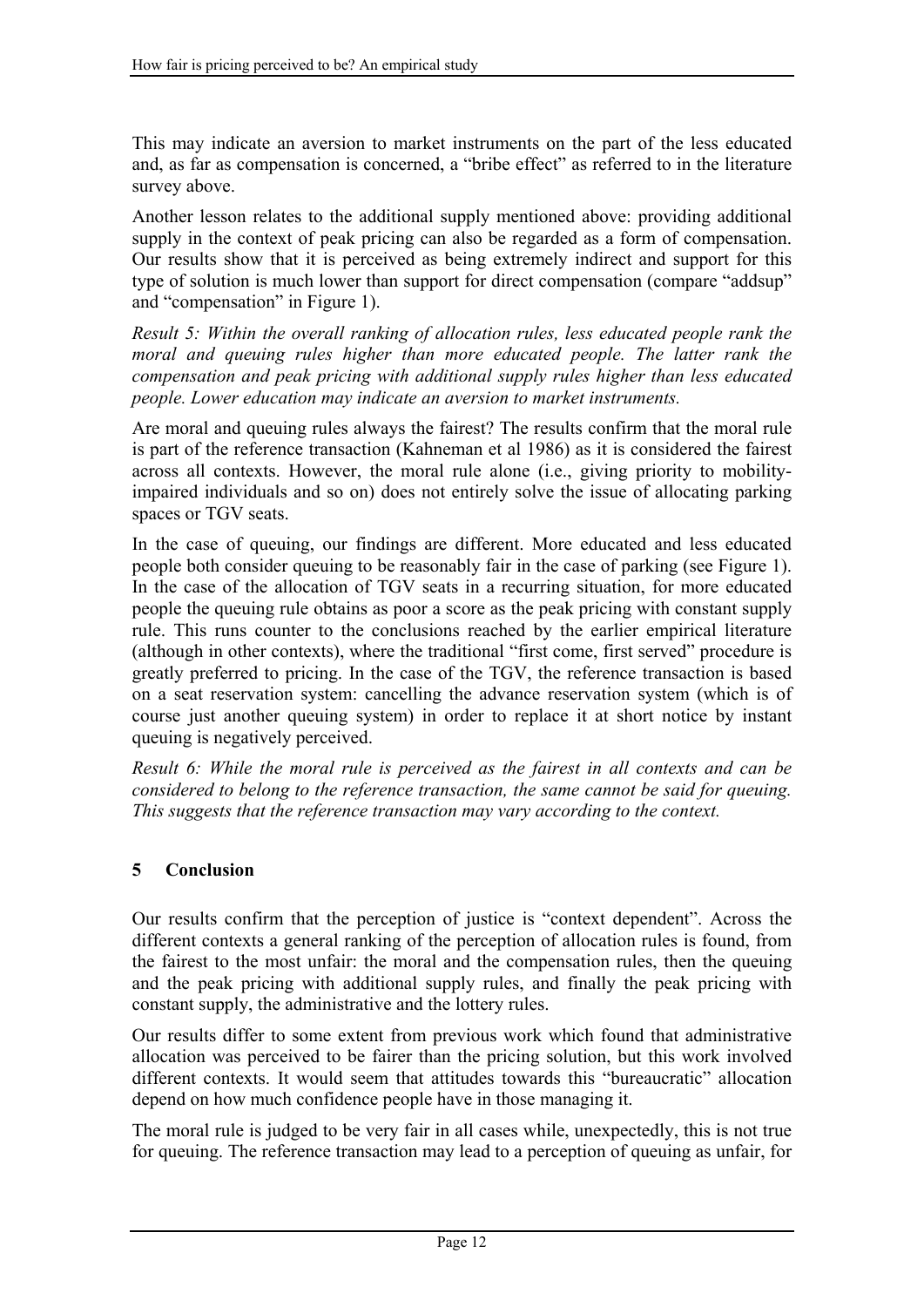This may indicate an aversion to market instruments on the part of the less educated and, as far as compensation is concerned, a "bribe effect" as referred to in the literature survey above.

Another lesson relates to the additional supply mentioned above: providing additional supply in the context of peak pricing can also be regarded as a form of compensation. Our results show that it is perceived as being extremely indirect and support for this type of solution is much lower than support for direct compensation (compare "addsup" and "compensation" in Figure 1).

*Result 5: Within the overall ranking of allocation rules, less educated people rank the moral and queuing rules higher than more educated people. The latter rank the compensation and peak pricing with additional supply rules higher than less educated people. Lower education may indicate an aversion to market instruments.*

Are moral and queuing rules always the fairest? The results confirm that the moral rule is part of the reference transaction (Kahneman et al 1986) as it is considered the fairest across all contexts. However, the moral rule alone (i.e., giving priority to mobility-impaired individuals and so on) does not entirely solve the issue of allocating parking spaces or TGV seats.

In the case of queuing, our findings are different. More educated and less educated people both consider queuing to be reasonably fair in the case of parking (see Figure 1). In the case of the allocation of TGV seats in a recurring situation, for more educated people the queuing rule obtains as poor a score as the peak pricing with constant supply rule. This runs counter to the conclusions reached by the earlier empirical literature (although in other contexts), where the traditional "first come, first served" procedure is greatly preferred to pricing. In the case of the TGV, the reference transaction is based on a seat reservation system: cancelling the advance reservation system (which is of course just another queuing system) in order to replace it at short notice by instant queuing is negatively perceived.

*Result 6: While the moral rule is perceived as the fairest in all contexts and can be considered to belong to the reference transaction, the same cannot be said for queuing. This suggests that the reference transaction may vary according to the context.*

## 5 Conclusion

Our results confirm that the perception of justice is "context dependent". Across the different contexts a general ranking of the perception of allocation rules is found, from the fairest to the most unfair: the moral and the compensation rules, then the queuing and the peak pricing with additional supply rules, and finally the peak pricing with constant supply, the administrative and the lottery rules.

Our results differ to some extent from previous work which found that administrative allocation was perceived to be fairer than the pricing solution, but this work involved different contexts. It would seem that attitudes towards this "bureaucratic" allocation depend on how much confidence people have in those managing it.

The moral rule is judged to be very fair in all cases while, unexpectedly, this is not true for queuing. The reference transaction may lead to a perception of queuing as unfair, for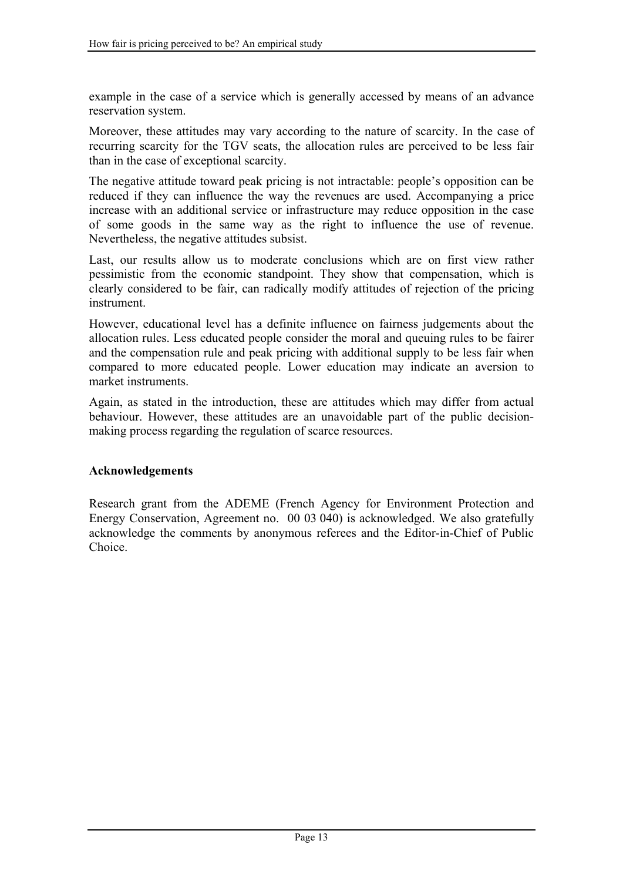example in the case of a service which is generally accessed by means of an advance reservation system.

Moreover, these attitudes may vary according to the nature of scarcity. In the case of recurring scarcity for the TGV seats, the allocation rules are perceived to be less fair than in the case of exceptional scarcity.

The negative attitude toward peak pricing is not intractable: people's opposition can be reduced if they can influence the way the revenues are used. Accompanying a price increase with an additional service or infrastructure may reduce opposition in the case of some goods in the same way as the right to influence the use of revenue. Nevertheless, the negative attitudes subsist.

Last, our results allow us to moderate conclusions which are on first view rather pessimistic from the economic standpoint. They show that compensation, which is clearly considered to be fair, can radically modify attitudes of rejection of the pricing instrument.

However, educational level has a definite influence on fairness judgements about the allocation rules. Less educated people consider the moral and queuing rules to be fairer and the compensation rule and peak pricing with additional supply to be less fair when compared to more educated people. Lower education may indicate an aversion to market instruments.

Again, as stated in the introduction, these are attitudes which may differ from actual behaviour. However, these attitudes are an unavoidable part of the public decision-making process regarding the regulation of scarce resources.

**Acknowledgements**

Research grant from the ADEME (French Agency for Environment Protection and Energy Conservation, Agreement no. 00 03 040) is acknowledged. We also gratefully acknowledge the comments by anonymous referees and the Editor-in-Chief of Public Choice.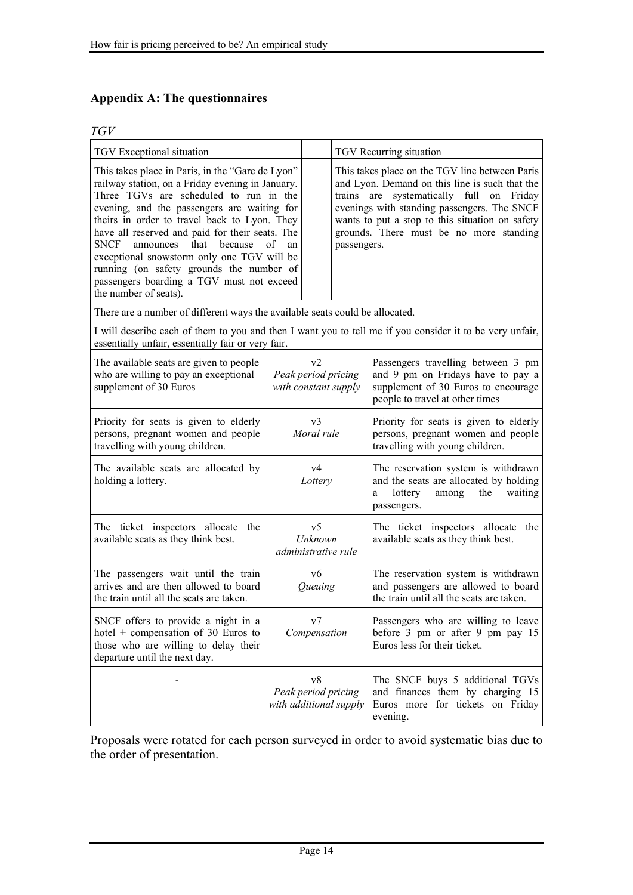## Appendix A: The questionnaires

*TGV*

| TGV Exceptional situation | | TGV Recurring situation |
|---|---|---|
| This takes place in Paris, in the "Gare de Lyon" railway station, on a Friday evening in January. Three TGVs are scheduled to run in the evening, and the passengers are waiting for theirs in order to travel back to Lyon. They have all reserved and paid for their seats. The SNCF announces that because of an exceptional snowstorm only one TGV will be running (on safety grounds the number of passengers boarding a TGV must not exceed the number of seats). | | This takes place on the TGV line between Paris and Lyon. Demand on this line is such that the trains are systematically full on Friday evenings with standing passengers. The SNCF wants to put a stop to this situation on safety grounds. There must be no more standing passengers. |
| There are a number of different ways the available seats could be allocated. I will describe each of them to you and then I want you to tell me if you consider it to be very unfair, essentially unfair, essentially fair or very fair. | | |
| The available seats are given to people who are willing to pay an exceptional supplement of 30 Euros | v2 *Peak period pricing with constant supply* | Passengers travelling between 3 pm and 9 pm on Fridays have to pay a supplement of 30 Euros to encourage people to travel at other times |
| Priority for seats is given to elderly persons, pregnant women and people travelling with young children. | v3 *Moral rule* | Priority for seats is given to elderly persons, pregnant women and people travelling with young children. |
| The available seats are allocated by holding a lottery. | v4 *Lottery* | The reservation system is withdrawn and the seats are allocated by holding a lottery among the waiting passengers. |
| The ticket inspectors allocate the available seats as they think best. | v5 *Unknown administrative rule* | The ticket inspectors allocate the available seats as they think best. |
| The passengers wait until the train arrives and are then allowed to board the train until all the seats are taken. | v6 *Queuing* | The reservation system is withdrawn and passengers are allowed to board the train until all the seats are taken. |
| SNCF offers to provide a night in a hotel + compensation of 30 Euros to those who are willing to delay their departure until the next day. | v7 *Compensation* | Passengers who are willing to leave before 3 pm or after 9 pm pay 15 Euros less for their ticket. |
| - | v8 *Peak period pricing with additional supply* | The SNCF buys 5 additional TGVs and finances them by charging 15 Euros more for tickets on Friday evening. |

Proposals were rotated for each person surveyed in order to avoid systematic bias due to the order of presentation.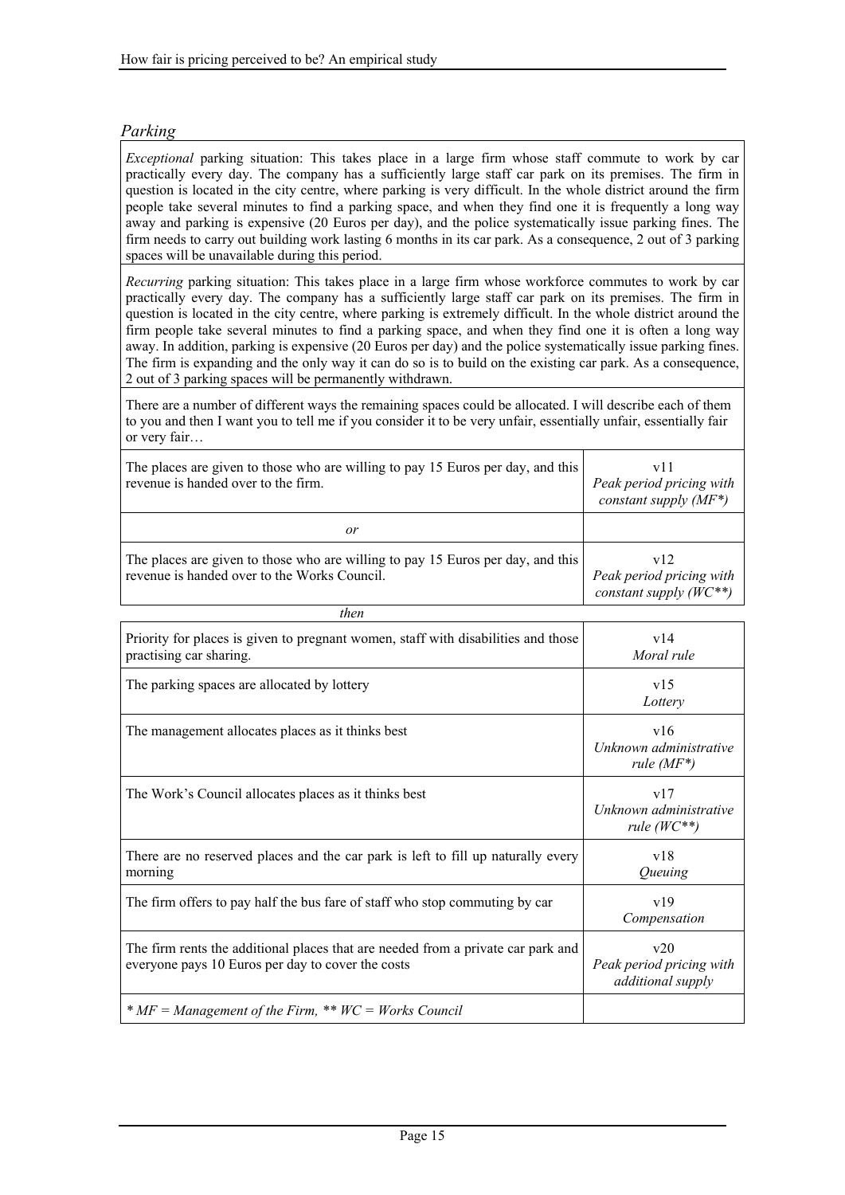## *Parking*

*Exceptional* parking situation: This takes place in a large firm whose staff commute to work by car practically every day. The company has a sufficiently large staff car park on its premises. The firm in question is located in the city centre, where parking is very difficult. In the whole district around the firm people take several minutes to find a parking space, and when they find one it is frequently a long way away and parking is expensive (20 Euros per day), and the police systematically issue parking fines. The firm needs to carry out building work lasting 6 months in its car park. As a consequence, 2 out of 3 parking spaces will be unavailable during this period.

*Recurring* parking situation: This takes place in a large firm whose workforce commutes to work by car practically every day. The company has a sufficiently large staff car park on its premises. The firm in question is located in the city centre, where parking is extremely difficult. In the whole district around the firm people take several minutes to find a parking space, and when they find one it is often a long way away. In addition, parking is expensive (20 Euros per day) and the police systematically issue parking fines. The firm is expanding and the only way it can do so is to build on the existing car park. As a consequence, 2 out of 3 parking spaces will be permanently withdrawn.

There are a number of different ways the remaining spaces could be allocated. I will describe each of them to you and then I want you to tell me if you consider it to be very unfair, essentially unfair, essentially fair or very fair…

| | |
|---|---|
| The places are given to those who are willing to pay 15 Euros per day, and this revenue is handed over to the firm. | v11 *Peak period pricing with constant supply (MF\*)* |
| *or* | |
| The places are given to those who are willing to pay 15 Euros per day, and this revenue is handed over to the Works Council. | v12 *Peak period pricing with constant supply (WC\*\*)* |
| *then* | |
| Priority for places is given to pregnant women, staff with disabilities and those practising car sharing. | v14 *Moral rule* |
| The parking spaces are allocated by lottery | v15 *Lottery* |
| The management allocates places as it thinks best | v16 *Unknown administrative rule (MF\*)* |
| The Work's Council allocates places as it thinks best | v17 *Unknown administrative rule (WC\*\*)* |
| There are no reserved places and the car park is left to fill up naturally every morning | v18 *Queuing* |
| The firm offers to pay half the bus fare of staff who stop commuting by car | v19 *Compensation* |
| The firm rents the additional places that are needed from a private car park and everyone pays 10 Euros per day to cover the costs | v20 *Peak period pricing with additional supply* |
| *\* MF = Management of the Firm, \*\* WC = Works Council* | |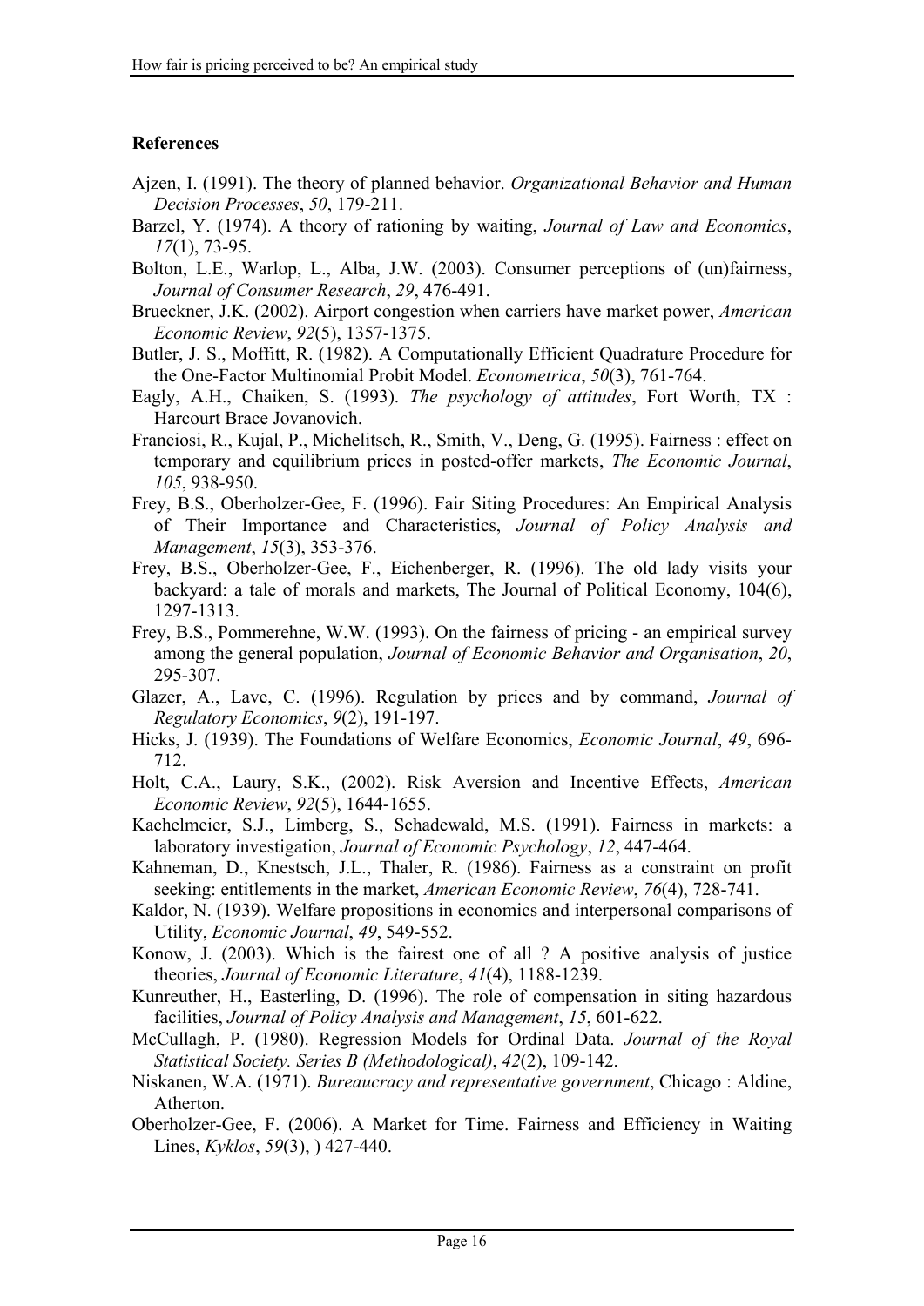### References

Ajzen, I. (1991). The theory of planned behavior. *Organizational Behavior and Human Decision Processes*, *50*, 179-211.

Barzel, Y. (1974). A theory of rationing by waiting, *Journal of Law and Economics*, *17*(1), 73-95.

Bolton, L.E., Warlop, L., Alba, J.W. (2003). Consumer perceptions of (un)fairness, *Journal of Consumer Research*, *29*, 476-491.

Brueckner, J.K. (2002). Airport congestion when carriers have market power, *American Economic Review*, *92*(5), 1357-1375.

Butler, J. S., Moffitt, R. (1982). A Computationally Efficient Quadrature Procedure for the One-Factor Multinomial Probit Model. *Econometrica*, *50*(3), 761-764.

Eagly, A.H., Chaiken, S. (1993). *The psychology of attitudes*, Fort Worth, TX : Harcourt Brace Jovanovich.

Franciosi, R., Kujal, P., Michelitsch, R., Smith, V., Deng, G. (1995). Fairness : effect on temporary and equilibrium prices in posted-offer markets, *The Economic Journal*, *105*, 938-950.

Frey, B.S., Oberholzer-Gee, F. (1996). Fair Siting Procedures: An Empirical Analysis of Their Importance and Characteristics, *Journal of Policy Analysis and Management*, *15*(3), 353-376.

Frey, B.S., Oberholzer-Gee, F., Eichenberger, R. (1996). The old lady visits your backyard: a tale of morals and markets, The Journal of Political Economy, 104(6), 1297-1313.

Frey, B.S., Pommerehne, W.W. (1993). On the fairness of pricing - an empirical survey among the general population, *Journal of Economic Behavior and Organisation*, *20*, 295-307.

Glazer, A., Lave, C. (1996). Regulation by prices and by command, *Journal of Regulatory Economics*, *9*(2), 191-197.

Hicks, J. (1939). The Foundations of Welfare Economics, *Economic Journal*, *49*, 696-712.

Holt, C.A., Laury, S.K., (2002). Risk Aversion and Incentive Effects, *American Economic Review*, *92*(5), 1644-1655.

Kachelmeier, S.J., Limberg, S., Schadewald, M.S. (1991). Fairness in markets: a laboratory investigation, *Journal of Economic Psychology*, *12*, 447-464.

Kahneman, D., Knestsch, J.L., Thaler, R. (1986). Fairness as a constraint on profit seeking: entitlements in the market, *American Economic Review*, *76*(4), 728-741.

Kaldor, N. (1939). Welfare propositions in economics and interpersonal comparisons of Utility, *Economic Journal*, *49*, 549-552.

Konow, J. (2003). Which is the fairest one of all ? A positive analysis of justice theories, *Journal of Economic Literature*, *41*(4), 1188-1239.

Kunreuther, H., Easterling, D. (1996). The role of compensation in siting hazardous facilities, *Journal of Policy Analysis and Management*, *15*, 601-622.

McCullagh, P. (1980). Regression Models for Ordinal Data. *Journal of the Royal Statistical Society. Series B (Methodological)*, *42*(2), 109-142.

Niskanen, W.A. (1971). *Bureaucracy and representative government*, Chicago : Aldine, Atherton.

Oberholzer-Gee, F. (2006). A Market for Time. Fairness and Efficiency in Waiting Lines, *Kyklos*, *59*(3), ) 427-440.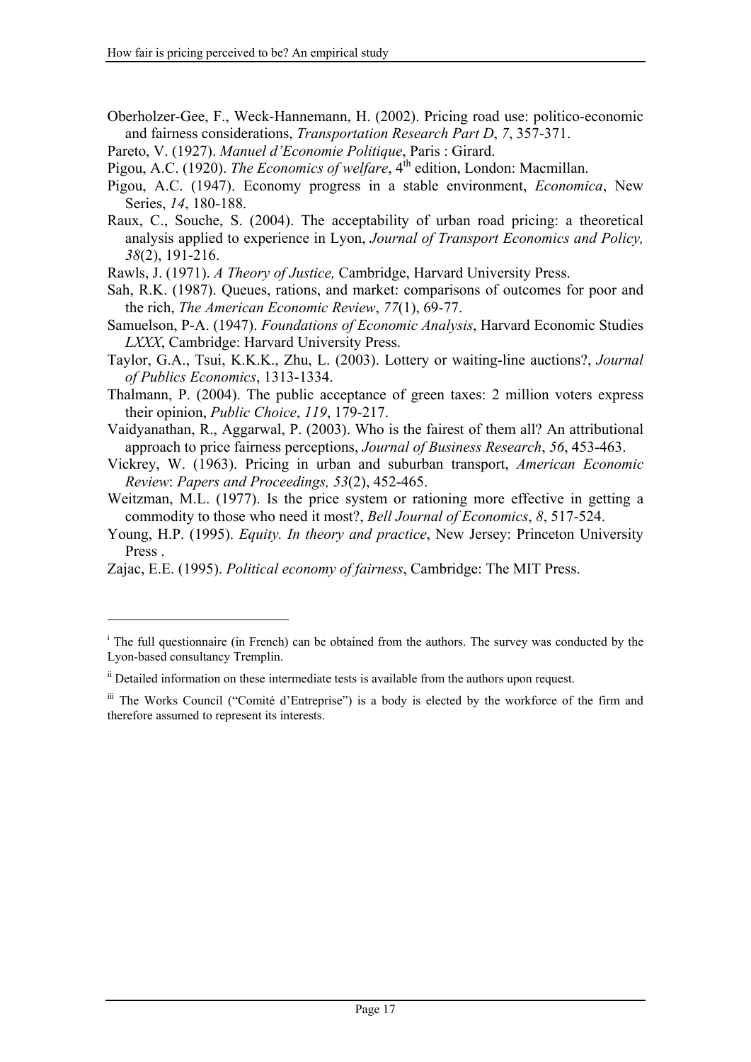Oberholzer-Gee, F., Weck-Hannemann, H. (2002). Pricing road use: politico-economic and fairness considerations, *Transportation Research Part D*, *7*, 357-371.

Pareto, V. (1927). *Manuel d'Economie Politique*, Paris : Girard.

Pigou, A.C. (1920). *The Economics of welfare*, 4th edition, London: Macmillan.

Pigou, A.C. (1947). Economy progress in a stable environment, *Economica*, New Series, *14*, 180-188.

Raux, C., Souche, S. (2004). The acceptability of urban road pricing: a theoretical analysis applied to experience in Lyon, *Journal of Transport Economics and Policy, 38*(2), 191-216.

Rawls, J. (1971). *A Theory of Justice,* Cambridge, Harvard University Press.

Sah, R.K. (1987). Queues, rations, and market: comparisons of outcomes for poor and the rich, *The American Economic Review*, *77*(1), 69-77.

Samuelson, P-A. (1947). *Foundations of Economic Analysis*, Harvard Economic Studies *LXXX*, Cambridge: Harvard University Press.

Taylor, G.A., Tsui, K.K.K., Zhu, L. (2003). Lottery or waiting-line auctions?, *Journal of Publics Economics*, 1313-1334.

Thalmann, P. (2004). The public acceptance of green taxes: 2 million voters express their opinion, *Public Choice*, *119*, 179-217.

Vaidyanathan, R., Aggarwal, P. (2003). Who is the fairest of them all? An attributional approach to price fairness perceptions, *Journal of Business Research*, *56*, 453-463.

Vickrey, W. (1963). Pricing in urban and suburban transport, *American Economic Review*: *Papers and Proceedings, 53*(2), 452-465.

Weitzman, M.L. (1977). Is the price system or rationing more effective in getting a commodity to those who need it most?, *Bell Journal of Economics*, *8*, 517-524.

Young, H.P. (1995). *Equity. In theory and practice*, New Jersey: Princeton University Press .

Zajac, E.E. (1995). *Political economy of fairness*, Cambridge: The MIT Press.

---

[i] The full questionnaire (in French) can be obtained from the authors. The survey was conducted by the Lyon-based consultancy Tremplin.

[ii] Detailed information on these intermediate tests is available from the authors upon request.

[iii] The Works Council ("Comité d'Entreprise") is a body is elected by the workforce of the firm and therefore assumed to represent its interests.